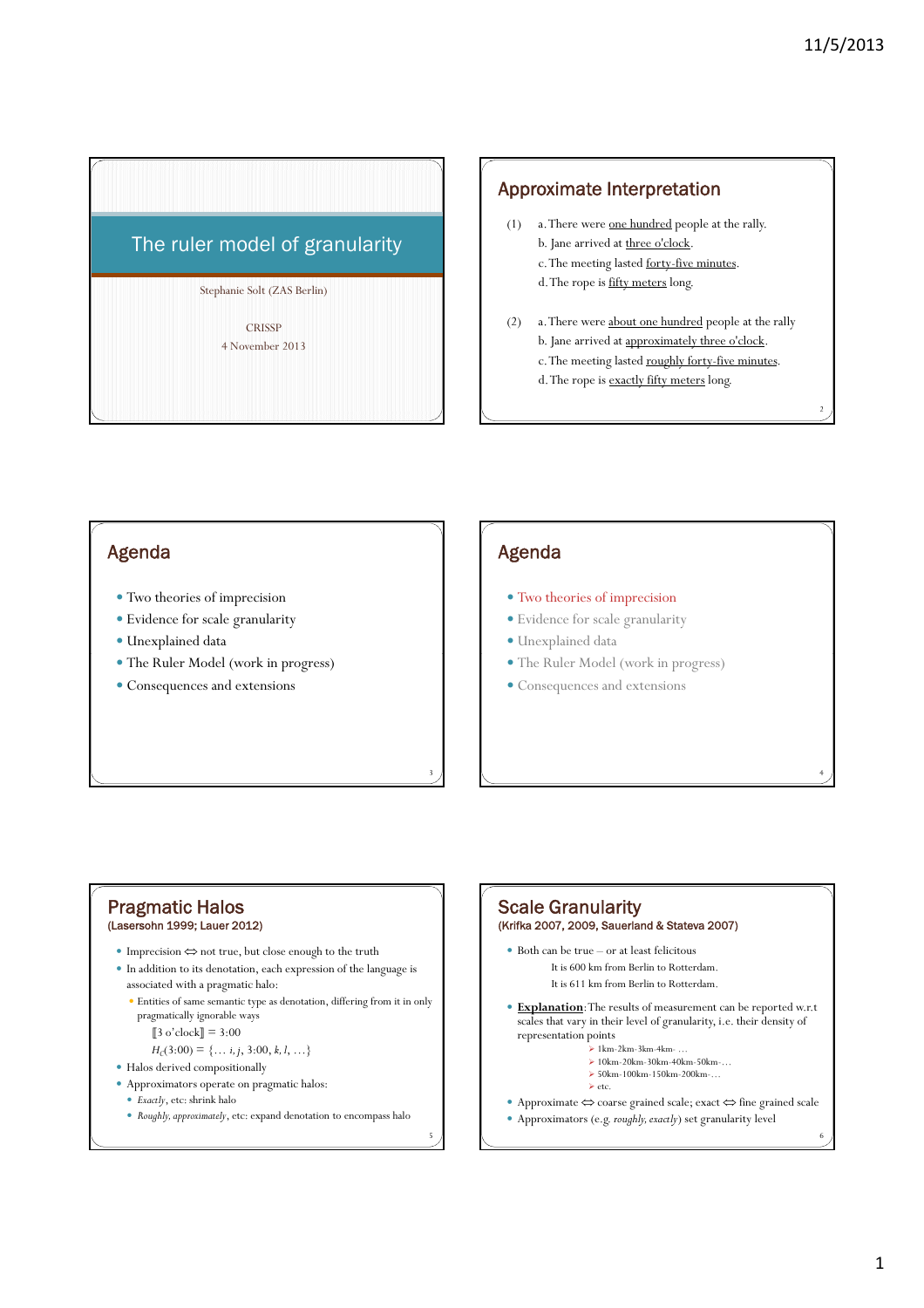# The ruler model of granularity

Stephanie Solt (ZAS Berlin)

CRISSP
4 November 2013

## Approximate Interpretation

(1) a. There were one hundred people at the rally.
b. Jane arrived at three o'clock.
c. The meeting lasted forty-five minutes.
d. The rope is fifty meters long.

(2) a. There were about one hundred people at the rally
b. Jane arrived at approximately three o'clock.
c. The meeting lasted roughly forty-five minutes.
d. The rope is exactly fifty meters long.

## Agenda

- Two theories of imprecision
- Evidence for scale granularity
- Unexplained data
- The Ruler Model (work in progress)
- Consequences and extensions

## Agenda

- Two theories of imprecision
- Evidence for scale granularity
- Unexplained data
- The Ruler Model (work in progress)
- Consequences and extensions

## Pragmatic Halos
(Lasersohn 1999; Lauer 2012)

- Imprecision ⇔ not true, but close enough to the truth
- In addition to its denotation, each expression of the language is associated with a pragmatic halo:
  - Entities of same semantic type as denotation, differing from it in only pragmatically ignorable ways

    ⟦3 o'clock⟧ = 3:00

    $H_C$(3:00) = {… *i*, *j*, 3:00, *k*, *l*, …}
- Halos derived compositionally
- Approximators operate on pragmatic halos:
  - *Exactly*, etc: shrink halo
  - *Roughly, approximately*, etc: expand denotation to encompass halo

## Scale Granularity
(Krifka 2007, 2009, Sauerland & Stateva 2007)

- Both can be true – or at least felicitous

  It is 600 km from Berlin to Rotterdam.

  It is 611 km from Berlin to Rotterdam.

- **Explanation**: The results of measurement can be reported w.r.t scales that vary in their level of granularity, i.e. their density of representation points
  - 1km-2km-3km-4km- …
  - 10km-20km-30km-40km-50km-…
  - 50km-100km-150km-200km-…
  - etc.
- Approximate ⇔ coarse grained scale; exact ⇔ fine grained scale
- Approximators (e.g. *roughly, exactly*) set granularity level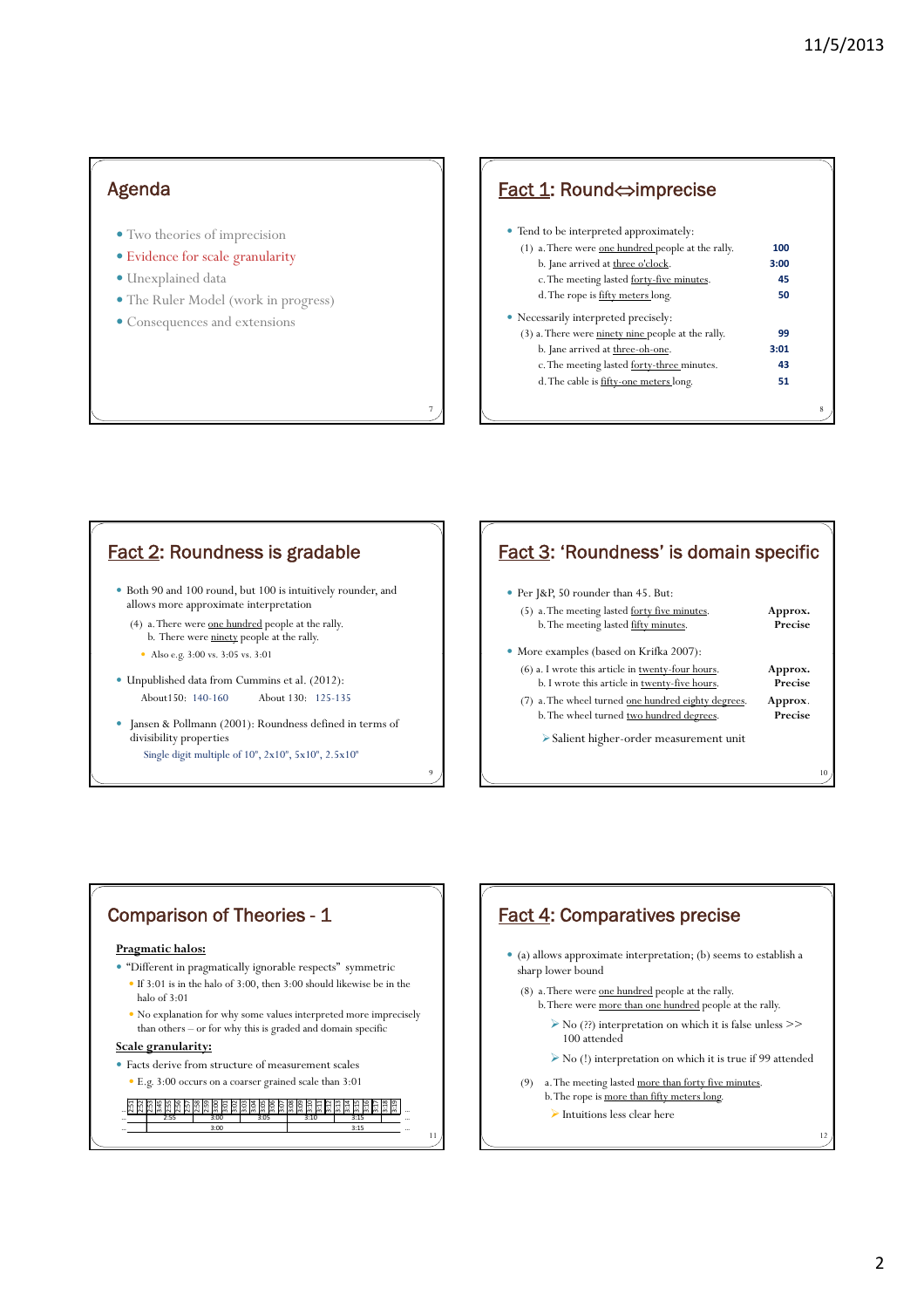## Agenda

- Two theories of imprecision
- Evidence for scale granularity
- Unexplained data
- The Ruler Model (work in progress)
- Consequences and extensions

## Fact 1: Round⇔imprecise

- Tend to be interpreted approximately:
  - (1) a. There were one hundred people at the rally. **100**
  - b. Jane arrived at three o'clock. **3:00**
  - c. The meeting lasted forty-five minutes. **45**
  - d. The rope is fifty meters long. **50**
- Necessarily interpreted precisely:
  - (3) a. There were ninety nine people at the rally. **99**
  - b. Jane arrived at three-oh-one. **3:01**
  - c. The meeting lasted forty-three minutes. **43**
  - d. The cable is fifty-one meters long. **51**

## Fact 2: Roundness is gradable

- Both 90 and 100 round, but 100 is intuitively rounder, and allows more approximate interpretation
  - (4) a. There were one hundred people at the rally.
  - b. There were ninety people at the rally.
    - Also e.g. 3:00 vs. 3:05 vs. 3:01
- Unpublished data from Cummins et al. (2012):
  - About150: 140-160 About 130: 125-135
- Jansen & Pollmann (2001): Roundness defined in terms of divisibility properties
  - Single digit multiple of $10^n$, $2\times10^n$, $5\times10^n$, $2.5\times10^n$

## Fact 3: 'Roundness' is domain specific

- Per J&P, 50 rounder than 45. But:
  - (5) a. The meeting lasted forty five minutes. **Approx.**
  - b. The meeting lasted fifty minutes. **Precise**
- More examples (based on Krifka 2007):
  - (6) a. I wrote this article in twenty-four hours. **Approx.**
  - b. I wrote this article in twenty-five hours. **Precise**
  - (7) a. The wheel turned one hundred eighty degrees. **Approx.**
  - b. The wheel turned two hundred degrees. **Precise**
    - ➢ Salient higher-order measurement unit

## Comparison of Theories - 1

**Pragmatic halos:**

- "Different in pragmatically ignorable respects" symmetric
  - If 3:01 is in the halo of 3:00, then 3:00 should likewise be in the halo of 3:01
  - No explanation for why some values interpreted more imprecisely than others – or for why this is graded and domain specific

**Scale granularity:**

- Facts derive from structure of measurement scales
  - E.g. 3:00 occurs on a coarser grained scale than 3:01

| … | 2:51 | 2:52 | 2:53 | 2:54 | 2:55 | 2:56 | 2:57 | 2:58 | 2:59 | 3:00 | 3:01 | 3:02 | 3:03 | 3:04 | 3:05 | 3:06 | 3:07 | 3:08 | 3:09 | 3:10 | 3:11 | 3:12 | 3:13 | 3:14 | 3:15 | 3:16 | 3:17 | 3:18 | 3:19 | … |
|---|---|---|---|---|---|---|---|---|---|---|---|---|---|---|---|---|---|---|---|---|---|---|---|---|---|---|---|---|---|---|
| … | | | | | 2:55 | | | | | 3:00 | | | | | 3:05 | | | | | 3:10 | | | | | 3:15 | | | | | … |
| … | | | | | | | | | | 3:00 | | | | | | | | | | | | | | | 3:15 | | | | | … |

## Fact 4: Comparatives precise

- (a) allows approximate interpretation; (b) seems to establish a sharp lower bound
  - (8) a. There were one hundred people at the rally.
  - b. There were more than one hundred people at the rally.
    - ➢ No (??) interpretation on which it is false unless >> 100 attended
    - ➢ No (!) interpretation on which it is true if 99 attended
  - (9) a. The meeting lasted more than forty five minutes.
  - b. The rope is more than fifty meters long.
    - ➢ Intuitions less clear here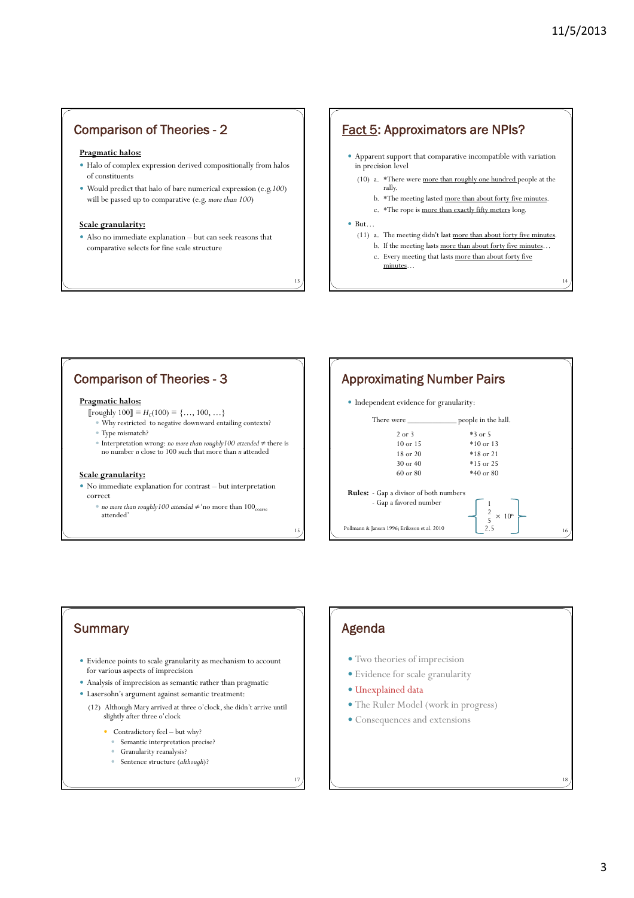## Comparison of Theories - 2

**Pragmatic halos:**

- Halo of complex expression derived compositionally from halos of constituents
- Would predict that halo of bare numerical expression (e.g. *100*) will be passed up to comparative (e.g. *more than 100*)

**Scale granularity:**

- Also no immediate explanation – but can seek reasons that comparative selects for fine scale structure

## Fact 5: Approximators are NPIs?

- Apparent support that comparative incompatible with variation in precision level

(10) a. *There were more than roughly one hundred people at the rally.
b. *The meeting lasted more than about forty five minutes.
c. *The rope is more than exactly fifty meters long.

- But…

(11) a. The meeting didn't last more than about forty five minutes.
b. If the meeting lasts more than about forty five minutes…
c. Every meeting that lasts more than about forty five minutes…

## Comparison of Theories - 3

**Pragmatic halos:**

$[\![\text{roughly } 100]\!] = H_C(100) = \{\ldots, 100, \ldots\}$

- Why restricted to negative downward entailing contexts?
- Type mismatch?
- Interpretation wrong: *no more than roughly 100 attended* ≠ there is no number *n* close to 100 such that more than *n* attended

**Scale granularity:**

- No immediate explanation for contrast – but interpretation correct
  - *no more than roughly 100 attended* ≠ 'no more than $100_{coarse}$ attended'

## Approximating Number Pairs

- Independent evidence for granularity:

There were ____________ people in the hall.

| | |
|---|---|
| 2 or 3 | *3 or 5 |
| 10 or 15 | *10 or 13 |
| 18 or 20 | *18 or 21 |
| 30 or 40 | *15 or 25 |
| 60 or 80 | *40 or 80 |

**Rules:** - Gap a divisor of both numbers
- Gap a favored number

$$\left\{ \begin{array}{c} 1 \\ 2 \\ 5 \\ 2.5 \end{array} \times 10^n \right\}$$

Pollmann & Jansen 1996; Eriksson et al. 2010

## Summary

- Evidence points to scale granularity as mechanism to account for various aspects of imprecision
- Analysis of imprecision as semantic rather than pragmatic
- Lasersohn's argument against semantic treatment:

(12) Although Mary arrived at three o'clock, she didn't arrive until slightly after three o'clock

- Contradictory feel – but why?
  - Semantic interpretation precise?
  - Granularity reanalysis?
  - Sentence structure (*although*)?

## Agenda

- Two theories of imprecision
- Evidence for scale granularity
- Unexplained data
- The Ruler Model (work in progress)
- Consequences and extensions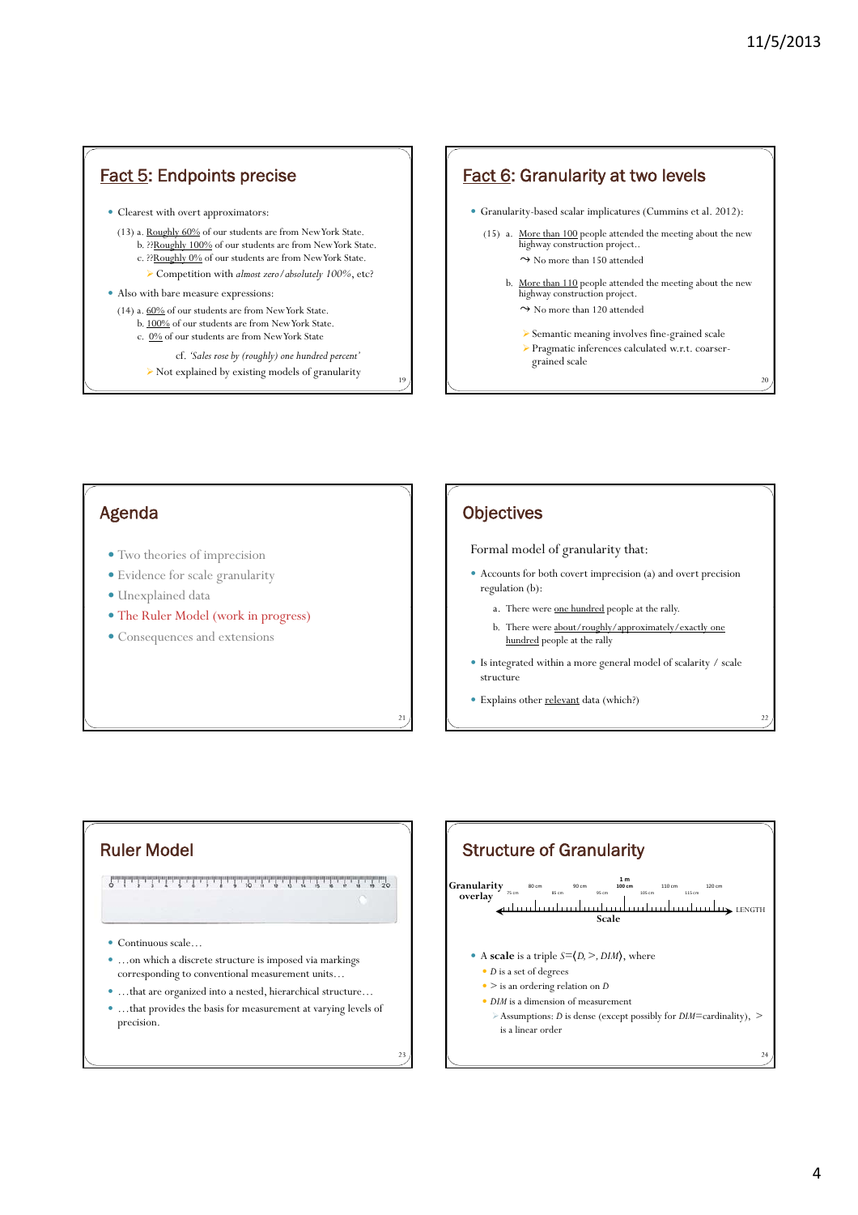## Fact 5: Endpoints precise

- Clearest with overt approximators:

  (13) a. Roughly 60% of our students are from New York State.
  b. ??Roughly 100% of our students are from New York State.
  c. ??Roughly 0% of our students are from New York State.

  - Competition with *almost zero/absolutely 100%*, etc?

- Also with bare measure expressions:

  (14) a. 60% of our students are from New York State.
  b. 100% of our students are from New York State.
  c. 0% of our students are from New York State

  cf. *'Sales rose by (roughly) one hundred percent'*

  - Not explained by existing models of granularity

## Fact 6: Granularity at two levels

- Granularity-based scalar implicatures (Cummins et al. 2012):

  (15) a. More than 100 people attended the meeting about the new highway construction project..
  ⤳ No more than 150 attended

  b. More than 110 people attended the meeting about the new highway construction project.
  ⤳ No more than 120 attended

  - Semantic meaning involves fine-grained scale
  - Pragmatic inferences calculated w.r.t. coarser-grained scale

## Agenda

- Two theories of imprecision
- Evidence for scale granularity
- Unexplained data
- The Ruler Model (work in progress)
- Consequences and extensions

## Objectives

Formal model of granularity that:

- Accounts for both covert imprecision (a) and overt precision regulation (b):

  a. There were one hundred people at the rally.

  b. There were about/roughly/approximately/exactly one hundred people at the rally

- Is integrated within a more general model of scalarity / scale structure
- Explains other relevant data (which?)

## Ruler Model

- Continuous scale…
- …on which a discrete structure is imposed via markings corresponding to conventional measurement units…
- …that are organized into a nested, hierarchical structure…
- …that provides the basis for measurement at varying levels of precision.

## Structure of Granularity

Granularity overlay: 75 cm, 80 cm, 85 cm, 90 cm, 95 cm, 1 m 100 cm, 105 cm, 110 cm, 115 cm, 120 cm

Scale — LENGTH

- A **scale** is a triple $S = \langle D, >, DIM \rangle$, where
  - $D$ is a set of degrees
  - $>$ is an ordering relation on $D$
  - $DIM$ is a dimension of measurement
    - Assumptions: $D$ is dense (except possibly for $DIM$=cardinality), $>$ is a linear order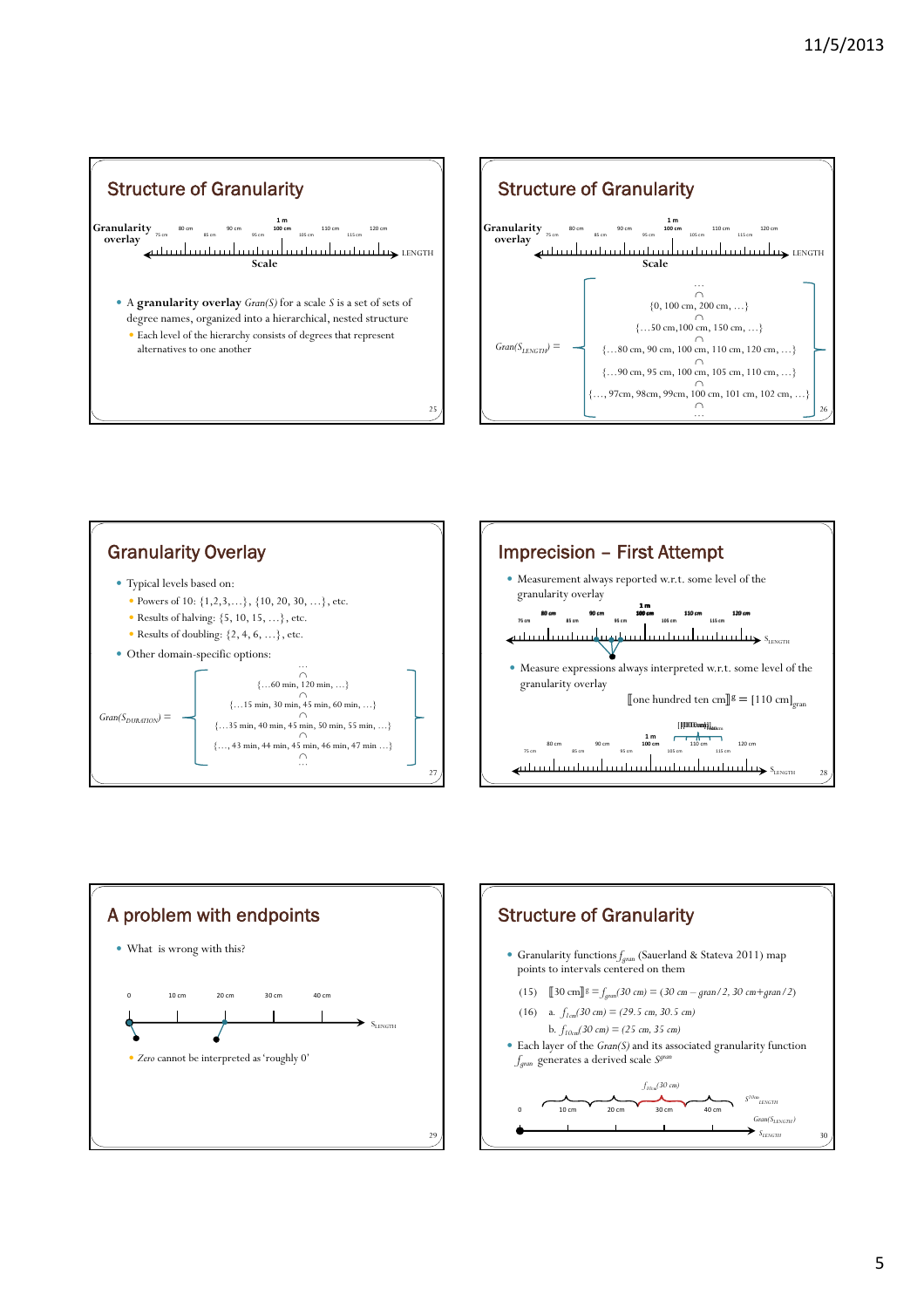## Structure of Granularity

Granularity overlay

75 cm 80 cm 85 cm 90 cm 95 cm 1 m 100 cm 105 cm 110 cm 115 cm 120 cm

LENGTH

Scale

- A **granularity overlay** *Gran(S)* for a scale *S* is a set of sets of degree names, organized into a hierarchical, nested structure
  - Each level of the hierarchy consists of degrees that represent alternatives to one another

## Structure of Granularity

Granularity overlay

75 cm 80 cm 85 cm 90 cm 95 cm 1 m 100 cm 105 cm 110 cm 115 cm 120 cm

LENGTH

Scale

$$Gran(S_{LENGTH}) = \left\{ \begin{array}{c} \dots \\ \cap \\ \{0, 100\text{ cm}, 200\text{ cm}, \dots\} \\ \cap \\ \{\dots 50\text{ cm}, 100\text{ cm}, 150\text{ cm}, \dots\} \\ \cap \\ \{\dots 80\text{ cm}, 90\text{ cm}, 100\text{ cm}, 110\text{ cm}, 120\text{ cm}, \dots\} \\ \cap \\ \{\dots 90\text{ cm}, 95\text{ cm}, 100\text{ cm}, 105\text{ cm}, 110\text{ cm}, \dots\} \\ \cap \\ \{\dots, 97\text{cm}, 98\text{cm}, 99\text{cm}, 100\text{ cm}, 101\text{ cm}, 102\text{ cm}, \dots\} \\ \cap \\ \dots \end{array} \right\}$$

## Granularity Overlay

- Typical levels based on:
  - Powers of 10: {1,2,3,…}, {10, 20, 30, …}, etc.
  - Results of halving: {5, 10, 15, …}, etc.
  - Results of doubling: {2, 4, 6, …}, etc.
- Other domain-specific options:

$$Gran(S_{DURATION}) = \left\{ \begin{array}{c} \dots \\ \cap \\ \{\dots 60\text{ min}, 120\text{ min}, \dots\} \\ \cap \\ \{\dots 15\text{ min}, 30\text{ min}, 45\text{ min}, 60\text{ min}, \dots\} \\ \cap \\ \{\dots 35\text{ min}, 40\text{ min}, 45\text{ min}, 50\text{ min}, 55\text{ min}, \dots\} \\ \cap \\ \{\dots, 43\text{ min}, 44\text{ min}, 45\text{ min}, 46\text{ min}, 47\text{ min} \dots\} \\ \cap \\ \dots \end{array} \right\}$$

## Imprecision – First Attempt

- Measurement always reported w.r.t. some level of the granularity overlay

75 cm 80 cm 85 cm 90 cm 95 cm 1 m 100 cm 105 cm 110 cm 115 cm 120 cm

$S_{LENGTH}$

- Measure expressions always interpreted w.r.t. some level of the granularity overlay

$[\![\text{one hundred ten cm}]\!]^g = [110\text{ cm}]_{gran}$

75 cm 80 cm 85 cm 90 cm 95 cm 1 m 100 cm 105 cm 110 cm 115 cm 120 cm

$S_{LENGTH}$

## A problem with endpoints

- What is wrong with this?

0 10 cm 20 cm 30 cm 40 cm

$S_{LENGTH}$

  - *Zero* cannot be interpreted as 'roughly 0'

## Structure of Granularity

- Granularity functions $f_{gran}$ (Sauerland & Stateva 2011) map points to intervals centered on them

(15) $[\![30\text{ cm}]\!]^g = f_{gran}(30\text{ cm}) = (30\text{ cm} - gran/2, 30\text{ cm} + gran/2)$

(16) a. $f_{1cm}(30\text{ cm}) = (29.5\text{ cm}, 30.5\text{ cm})$

b. $f_{10cm}(30\text{ cm}) = (25\text{ cm}, 35\text{ cm})$

- Each layer of the *Gran(S)* and its associated granularity function $f_{gran}$ generates a derived scale $S^{gran}$

$f_{10cm}(30\text{ cm})$

0 10 cm 20 cm 30 cm 40 cm

$S^{10cm}_{LENGTH}$

$Gran(S_{LENGTH})$

$S_{LENGTH}$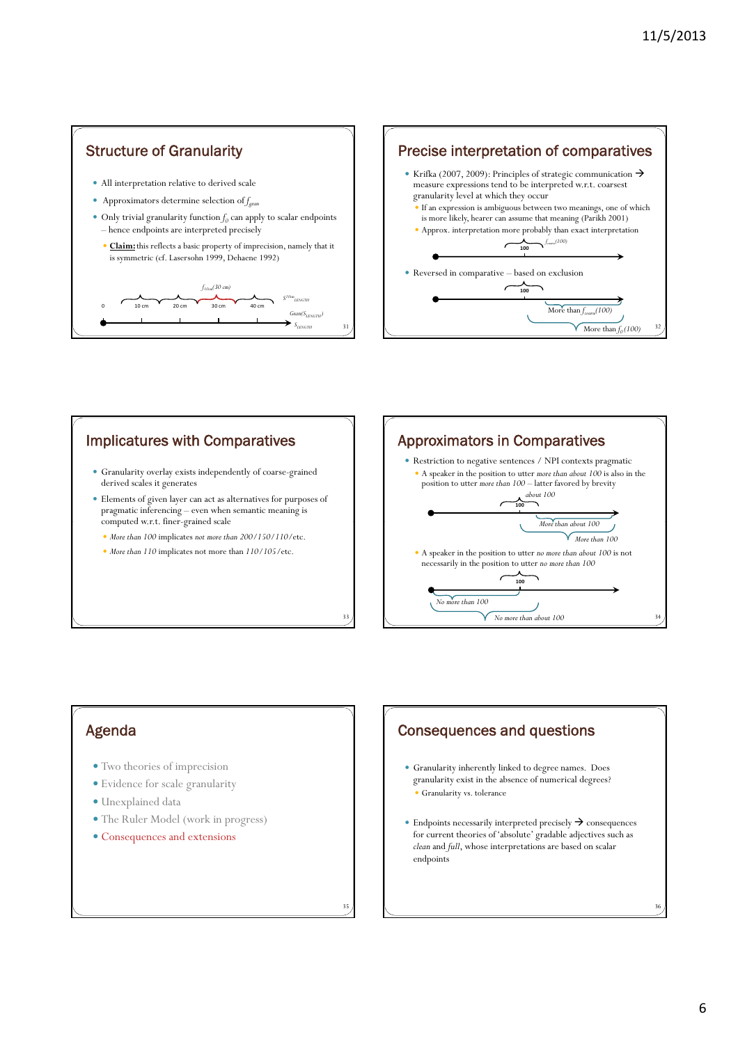## Structure of Granularity

- All interpretation relative to derived scale
- Approximators determine selection of $f_{gran}$
- Only trivial granularity function $f_0$ can apply to scalar endpoints – hence endpoints are interpreted precisely
  - **Claim:** this reflects a basic property of imprecision, namely that it is symmetric (cf. Lasersohn 1999, Dehaene 1992)

$f_{10cm}(30\ cm)$

0 10 cm 20 cm 30 cm 40 cm $S^{10cm}_{LENGTH}$ $Gran(S_{LENGTH})$ $S_{LENGTH}$

## Precise interpretation of comparatives

- Krifka (2007, 2009): Principles of strategic communication → measure expressions tend to be interpreted w.r.t. coarsest granularity level at which they occur
  - If an expression is ambiguous between two meanings, one of which is more likely, hearer can assume that meaning (Parikh 2001)
  - Approx. interpretation more probably than exact interpretation

$f_{coarse}(100)$ 100

- Reversed in comparative – based on exclusion

100 More than $f_{coarse}(100)$ More than $f_0(100)$

## Implicatures with Comparatives

- Granularity overlay exists independently of coarse-grained derived scales it generates
- Elements of given layer can act as alternatives for purposes of pragmatic inferencing – even when semantic meaning is computed w.r.t. finer-grained scale
  - *More than 100* implicates *not more than 200/150/110/*etc.
  - *More than 110* implicates not more than *110/105/*etc.

## Approximators in Comparatives

- Restriction to negative sentences / NPI contexts pragmatic
  - A speaker in the position to utter *more than about 100* is also in the position to utter *more than 100* – latter favored by brevity

*about 100* 100 *More than about 100* *More than 100*

  - A speaker in the position to utter *no more than about 100* is not necessarily in the position to utter *no more than 100*

100 *No more than 100* *No more than about 100*

## Agenda

- Two theories of imprecision
- Evidence for scale granularity
- Unexplained data
- The Ruler Model (work in progress)
- Consequences and extensions

## Consequences and questions

- Granularity inherently linked to degree names. Does granularity exist in the absence of numerical degrees?
  - Granularity vs. tolerance
- Endpoints necessarily interpreted precisely → consequences for current theories of 'absolute' gradable adjectives such as *clean* and *full*, whose interpretations are based on scalar endpoints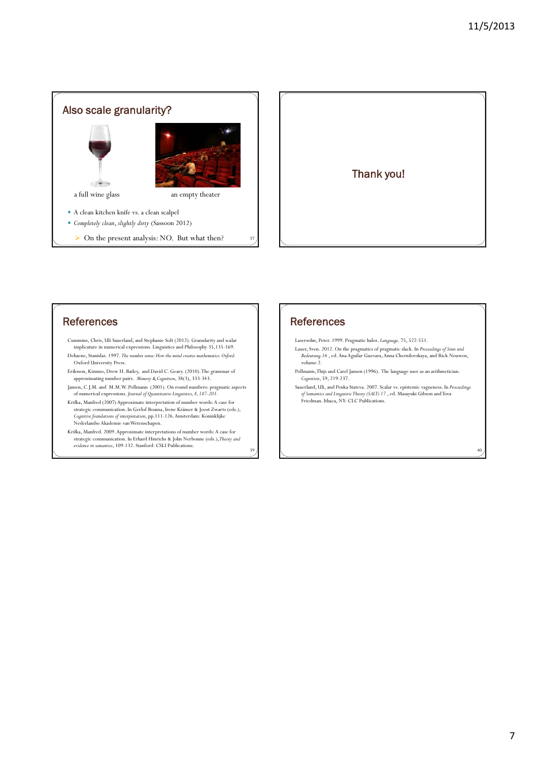## Also scale granularity?

a full wine glass

an empty theater

- A clean kitchen knife vs. a clean scalpel
- *Completely clean*, *slightly dirty* (Sassoon 2012)
  - On the present analysis: NO. But what then?

Thank you!

## References

Cummins, Chris, Uli Sauerland, and Stephanie Solt (2012). Granularity and scalar implicature in numerical expressions. Linguistics and Philosophy 35,135-169.

Dehaene, Stanislas. 1997. *The number sense: How the mind creates mathematics. Oxford*: Oxford University Press.

Eriksson, Kimmo, Drew H. Bailey, and David C. Geary. (2010).The grammar of approximating number pairs. *Memory & Cognition*, 38(3), 333-343.

Jansen, C.J.M. and M.M.W. Pollmann (2001). On round numbers: pragmatic aspects of numerical expressions. *Journal of Quantitative Linguistics, 8, 187-201.*

Krifka, Manfred (2007) Approximate interpretation of number words: A case for strategic communication. In Gerlof Bouma, Irene Krämer & Joost Zwarts (eds.), *Cognitive foundations of interpretation*, pp.111-126. Amsterdam: Koninklijke Nederlandse Akademie van Wetenschapen.

Krifka, Manfred. 2009. Approximate interpretations of number words: A case for strategic communication. In Erhard Hinrichs & John Nerbonne (eds.), *Theory and evidence in semantics*, 109-132. Stanford: CSLI Publications.

## References

Lasersohn, Peter. 1999. Pragmatic halos. *Language,* 75, 522-551.

Lauer, Sven. 2012. On the pragmatics of pragmatic slack. In *Proceedings of Sinn und Bedeutung 16* , ed. Ana Aguilar Guevara, Anna Chernilovskaya, and Rick Nouwen, volume 2.

Pollmann, Thijs and Carel Jansen (1996). The language user as an arithmetician. *Cognition*, 59, 219-237.

Sauerland, Uli, and Penka Stateva. 2007. Scalar vs. epistemic vagueness. In *Proceedings of Semantics and Linguistic Theory (SALT) 17* , ed. Masayuki Gibson and Tova Friedman. Ithaca, NY: CLC Publications.